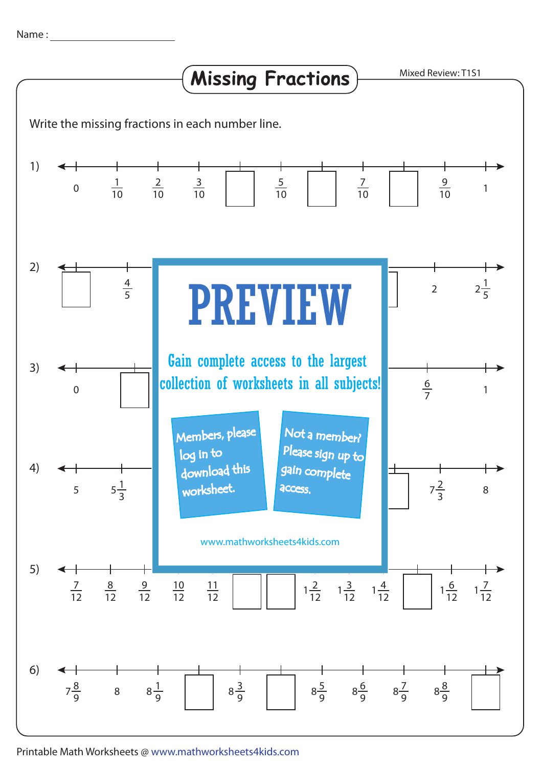Name : ____________________

# Missing Fractions

Mixed Review: T1S1

Write the missing fractions in each number line.

1) $0$, $\frac{1}{10}$, $\frac{2}{10}$, $\frac{3}{10}$, ☐, $\frac{5}{10}$, ☐, $\frac{7}{10}$, ☐, $\frac{9}{10}$, $1$

2) ☐, $\frac{4}{5}$, … ☐, $2$, $2\frac{1}{5}$

3) $0$, ☐, … $\frac{6}{7}$, $1$

4) $5$, $5\frac{1}{3}$, … ☐, $7\frac{2}{3}$, $8$

5) $\frac{7}{12}$, $\frac{8}{12}$, $\frac{9}{12}$, $\frac{10}{12}$, $\frac{11}{12}$, ☐, ☐, $1\frac{2}{12}$, $1\frac{3}{12}$, $1\frac{4}{12}$, ☐, $1\frac{6}{12}$, $1\frac{7}{12}$

6) $7\frac{8}{9}$, $8$, $8\frac{1}{9}$, ☐, $8\frac{3}{9}$, ☐, $8\frac{5}{9}$, $8\frac{6}{9}$, $8\frac{7}{9}$, $8\frac{8}{9}$, ☐

**PREVIEW**

Gain complete access to the largest collection of worksheets in all subjects!

Members, please log in to download this worksheet.

Not a member? Please sign up to gain complete access.

www.mathworksheets4kids.com

Printable Math Worksheets @ www.mathworksheets4kids.com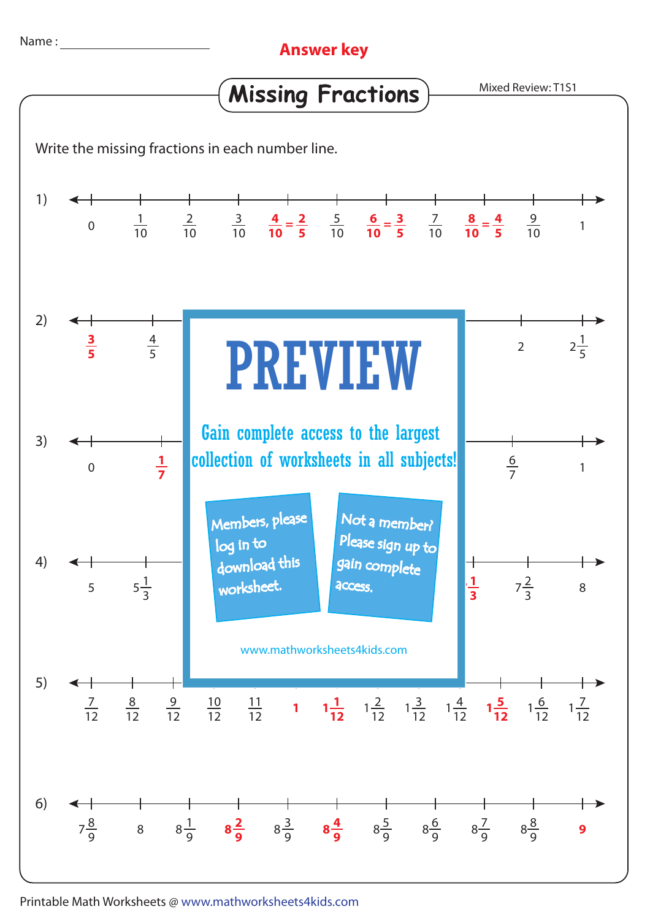Name : ____________________

**Answer key**

# Missing Fractions

Mixed Review: T1S1

Write the missing fractions in each number line.

1) $0 \quad \frac{1}{10} \quad \frac{2}{10} \quad \frac{3}{10} \quad \mathbf{\frac{4}{10} = \frac{2}{5}} \quad \frac{5}{10} \quad \mathbf{\frac{6}{10} = \frac{3}{5}} \quad \frac{7}{10} \quad \mathbf{\frac{8}{10} = \frac{4}{5}} \quad \frac{9}{10} \quad 1$

2) $\mathbf{\frac{3}{5}} \quad \frac{4}{5} \quad \ldots \quad 2 \quad 2\frac{1}{5}$

3) $0 \quad \mathbf{\frac{1}{7}} \quad \ldots \quad \frac{6}{7} \quad 1$

4) $5 \quad 5\frac{1}{3} \quad \ldots \quad \mathbf{\frac{1}{3}} \quad 7\frac{2}{3} \quad 8$

5) $\frac{7}{12} \quad \frac{8}{12} \quad \frac{9}{12} \quad \frac{10}{12} \quad \frac{11}{12} \quad \mathbf{1} \quad \mathbf{1\frac{1}{12}} \quad 1\frac{2}{12} \quad 1\frac{3}{12} \quad 1\frac{4}{12} \quad \mathbf{1\frac{5}{12}} \quad 1\frac{6}{12} \quad 1\frac{7}{12}$

6) $7\frac{8}{9} \quad 8 \quad 8\frac{1}{9} \quad \mathbf{8\frac{2}{9}} \quad 8\frac{3}{9} \quad \mathbf{8\frac{4}{9}} \quad 8\frac{5}{9} \quad 8\frac{6}{9} \quad 8\frac{7}{9} \quad 8\frac{8}{9} \quad \mathbf{9}$

PREVIEW

Gain complete access to the largest collection of worksheets in all subjects!

Members, please log in to download this worksheet.

Not a member? Please sign up to gain complete access.

www.mathworksheets4kids.com

Printable Math Worksheets @ www.mathworksheets4kids.com